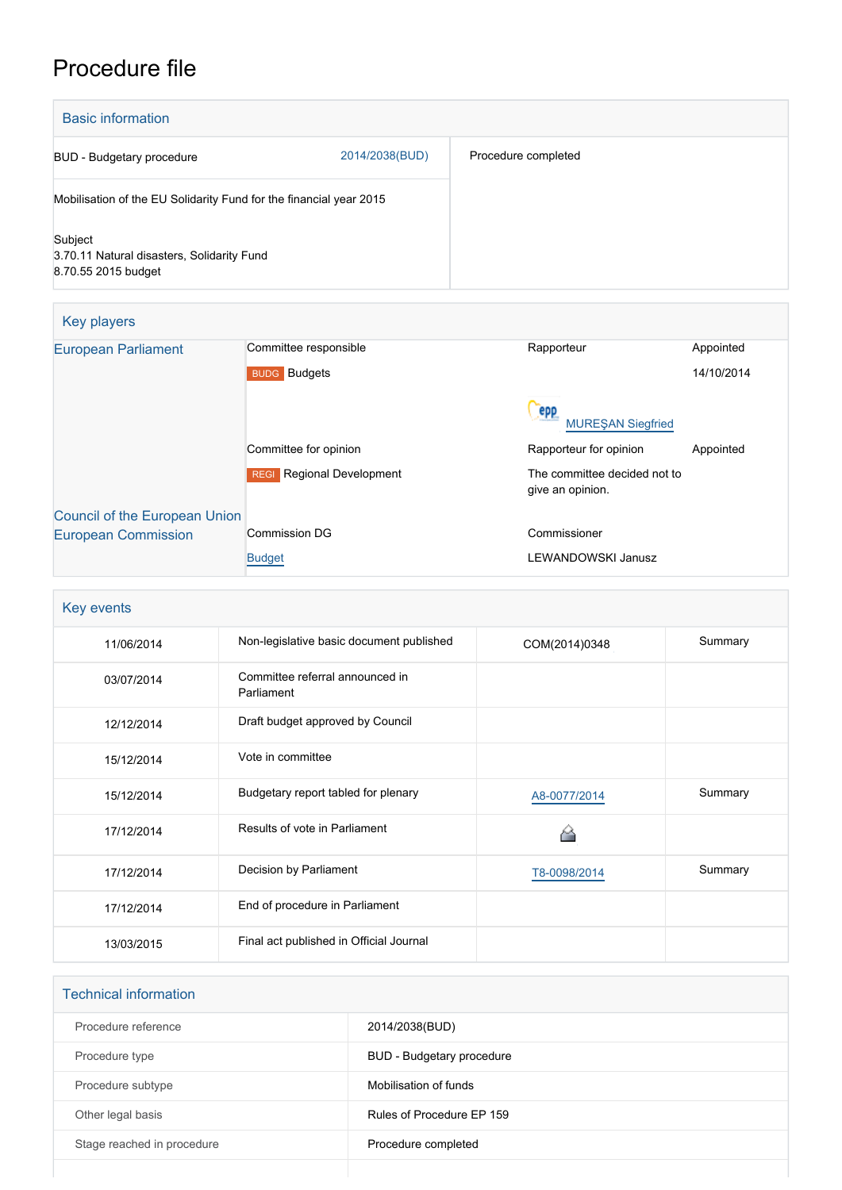# Procedure file

## Basic information

| | | |
|---|---|---|
| BUD - Budgetary procedure | 2014/2038(BUD) | Procedure completed |
| Mobilisation of the EU Solidarity Fund for the financial year 2015 | | |
| Subject<br>3.70.11 Natural disasters, Solidarity Fund<br>8.70.55 2015 budget | | |

## Key players

| | | | |
|---|---|---|---|
| European Parliament | Committee responsible | Rapporteur | Appointed |
| | BUDG Budgets | | 14/10/2014 |
| | | EPP MUREŞAN Siegfried | |
| | Committee for opinion | Rapporteur for opinion | Appointed |
| | REGI Regional Development | The committee decided not to give an opinion. | |
| Council of the European Union | | | |
| European Commission | Commission DG | Commissioner | |
| | Budget | LEWANDOWSKI Janusz | |

## Key events

| | | | |
|---|---|---|---|
| 11/06/2014 | Non-legislative basic document published | COM(2014)0348 | Summary |
| 03/07/2014 | Committee referral announced in Parliament | | |
| 12/12/2014 | Draft budget approved by Council | | |
| 15/12/2014 | Vote in committee | | |
| 15/12/2014 | Budgetary report tabled for plenary | A8-0077/2014 | Summary |
| 17/12/2014 | Results of vote in Parliament | | |
| 17/12/2014 | Decision by Parliament | T8-0098/2014 | Summary |
| 17/12/2014 | End of procedure in Parliament | | |
| 13/03/2015 | Final act published in Official Journal | | |

## Technical information

| | |
|---|---|
| Procedure reference | 2014/2038(BUD) |
| Procedure type | BUD - Budgetary procedure |
| Procedure subtype | Mobilisation of funds |
| Other legal basis | Rules of Procedure EP 159 |
| Stage reached in procedure | Procedure completed |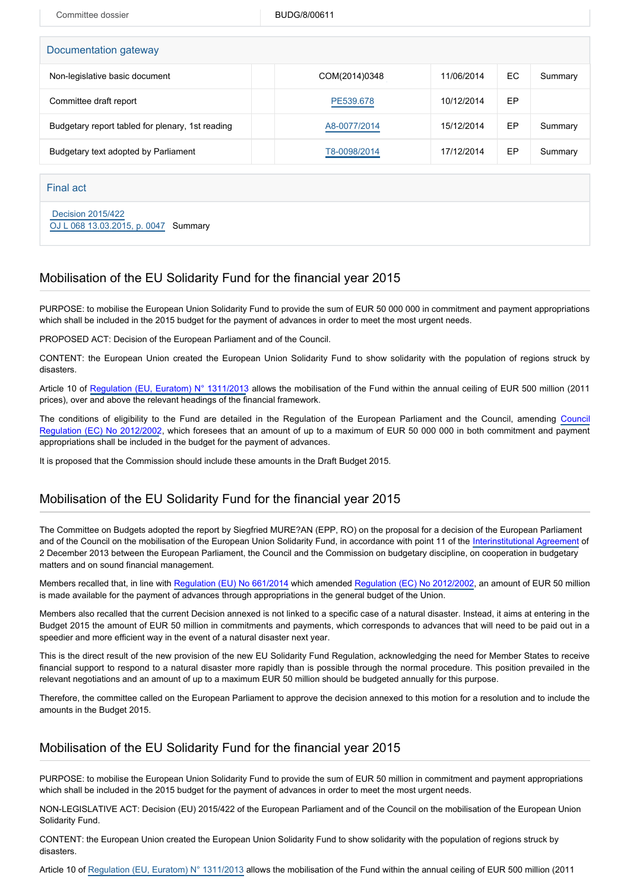| Committee dossier | BUDG/8/00611 |
| --- | --- |

## Documentation gateway

| Non-legislative basic document | | COM(2014)0348 | 11/06/2014 | EC | Summary |
| --- | --- | --- | --- | --- | --- |
| Committee draft report | | PE539.678 | 10/12/2014 | EP | |
| Budgetary report tabled for plenary, 1st reading | | A8-0077/2014 | 15/12/2014 | EP | Summary |
| Budgetary text adopted by Parliament | | T8-0098/2014 | 17/12/2014 | EP | Summary |

## Final act

Decision 2015/422
OJ L 068 13.03.2015, p. 0047 Summary

## Mobilisation of the EU Solidarity Fund for the financial year 2015

PURPOSE: to mobilise the European Union Solidarity Fund to provide the sum of EUR 50 000 000 in commitment and payment appropriations which shall be included in the 2015 budget for the payment of advances in order to meet the most urgent needs.

PROPOSED ACT: Decision of the European Parliament and of the Council.

CONTENT: the European Union created the European Union Solidarity Fund to show solidarity with the population of regions struck by disasters.

Article 10 of Regulation (EU, Euratom) N° 1311/2013 allows the mobilisation of the Fund within the annual ceiling of EUR 500 million (2011 prices), over and above the relevant headings of the financial framework.

The conditions of eligibility to the Fund are detailed in the Regulation of the European Parliament and the Council, amending Council Regulation (EC) No 2012/2002, which foresees that an amount of up to a maximum of EUR 50 000 000 in both commitment and payment appropriations shall be included in the budget for the payment of advances.

It is proposed that the Commission should include these amounts in the Draft Budget 2015.

## Mobilisation of the EU Solidarity Fund for the financial year 2015

The Committee on Budgets adopted the report by Siegfried MURE?AN (EPP, RO) on the proposal for a decision of the European Parliament and of the Council on the mobilisation of the European Union Solidarity Fund, in accordance with point 11 of the Interinstitutional Agreement of 2 December 2013 between the European Parliament, the Council and the Commission on budgetary discipline, on cooperation in budgetary matters and on sound financial management.

Members recalled that, in line with Regulation (EU) No 661/2014 which amended Regulation (EC) No 2012/2002, an amount of EUR 50 million is made available for the payment of advances through appropriations in the general budget of the Union.

Members also recalled that the current Decision annexed is not linked to a specific case of a natural disaster. Instead, it aims at entering in the Budget 2015 the amount of EUR 50 million in commitments and payments, which corresponds to advances that will need to be paid out in a speedier and more efficient way in the event of a natural disaster next year.

This is the direct result of the new provision of the new EU Solidarity Fund Regulation, acknowledging the need for Member States to receive financial support to respond to a natural disaster more rapidly than is possible through the normal procedure. This position prevailed in the relevant negotiations and an amount of up to a maximum EUR 50 million should be budgeted annually for this purpose.

Therefore, the committee called on the European Parliament to approve the decision annexed to this motion for a resolution and to include the amounts in the Budget 2015.

## Mobilisation of the EU Solidarity Fund for the financial year 2015

PURPOSE: to mobilise the European Union Solidarity Fund to provide the sum of EUR 50 million in commitment and payment appropriations which shall be included in the 2015 budget for the payment of advances in order to meet the most urgent needs.

NON-LEGISLATIVE ACT: Decision (EU) 2015/422 of the European Parliament and of the Council on the mobilisation of the European Union Solidarity Fund.

CONTENT: the European Union created the European Union Solidarity Fund to show solidarity with the population of regions struck by disasters.

Article 10 of Regulation (EU, Euratom) N° 1311/2013 allows the mobilisation of the Fund within the annual ceiling of EUR 500 million (2011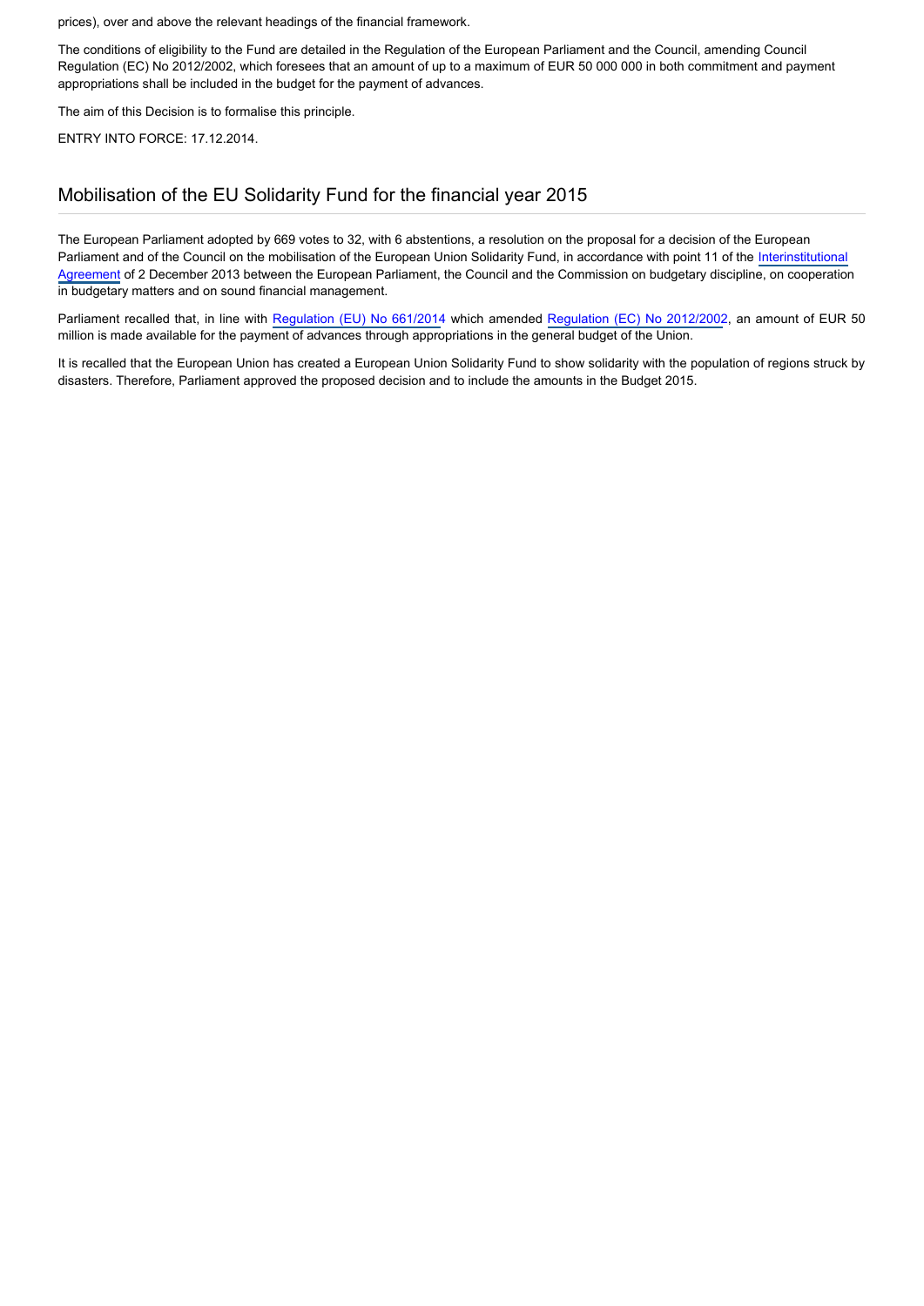prices), over and above the relevant headings of the financial framework.

The conditions of eligibility to the Fund are detailed in the Regulation of the European Parliament and the Council, amending Council Regulation (EC) No 2012/2002, which foresees that an amount of up to a maximum of EUR 50 000 000 in both commitment and payment appropriations shall be included in the budget for the payment of advances.

The aim of this Decision is to formalise this principle.

ENTRY INTO FORCE: 17.12.2014.

## Mobilisation of the EU Solidarity Fund for the financial year 2015

The European Parliament adopted by 669 votes to 32, with 6 abstentions, a resolution on the proposal for a decision of the European Parliament and of the Council on the mobilisation of the European Union Solidarity Fund, in accordance with point 11 of the Interinstitutional Agreement of 2 December 2013 between the European Parliament, the Council and the Commission on budgetary discipline, on cooperation in budgetary matters and on sound financial management.

Parliament recalled that, in line with Regulation (EU) No 661/2014 which amended Regulation (EC) No 2012/2002, an amount of EUR 50 million is made available for the payment of advances through appropriations in the general budget of the Union.

It is recalled that the European Union has created a European Union Solidarity Fund to show solidarity with the population of regions struck by disasters. Therefore, Parliament approved the proposed decision and to include the amounts in the Budget 2015.